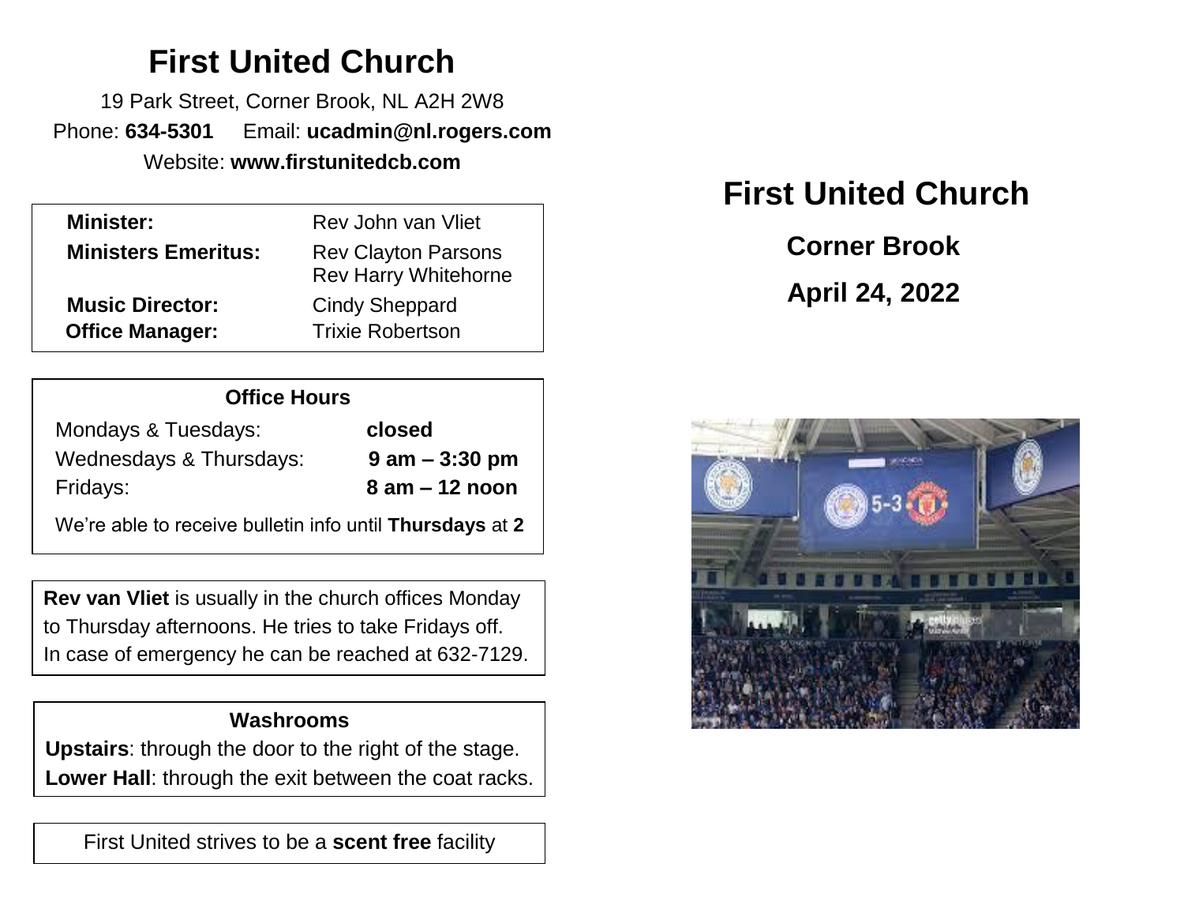# First United Church

19 Park Street, Corner Brook, NL A2H 2W8

Phone: **634-5301** Email: **ucadmin@nl.rogers.com**

Website: **www.firstunitedcb.com**

| | |
|---|---|
| **Minister:** | Rev John van Vliet |
| **Ministers Emeritus:** | Rev Clayton Parsons<br>Rev Harry Whitehorne |
| **Music Director:** | Cindy Sheppard |
| **Office Manager:** | Trixie Robertson |

**Office Hours**

| | |
|---|---|
| Mondays & Tuesdays: | **closed** |
| Wednesdays & Thursdays: | **9 am – 3:30 pm** |
| Fridays: | **8 am – 12 noon** |

We're able to receive bulletin info until **Thursdays** at **2**

**Rev van Vliet** is usually in the church offices Monday to Thursday afternoons. He tries to take Fridays off. In case of emergency he can be reached at 632-7129.

**Washrooms**

**Upstairs**: through the door to the right of the stage.

**Lower Hall**: through the exit between the coat racks.

First United strives to be a **scent free** facility

# First United Church

## Corner Brook

## April 24, 2022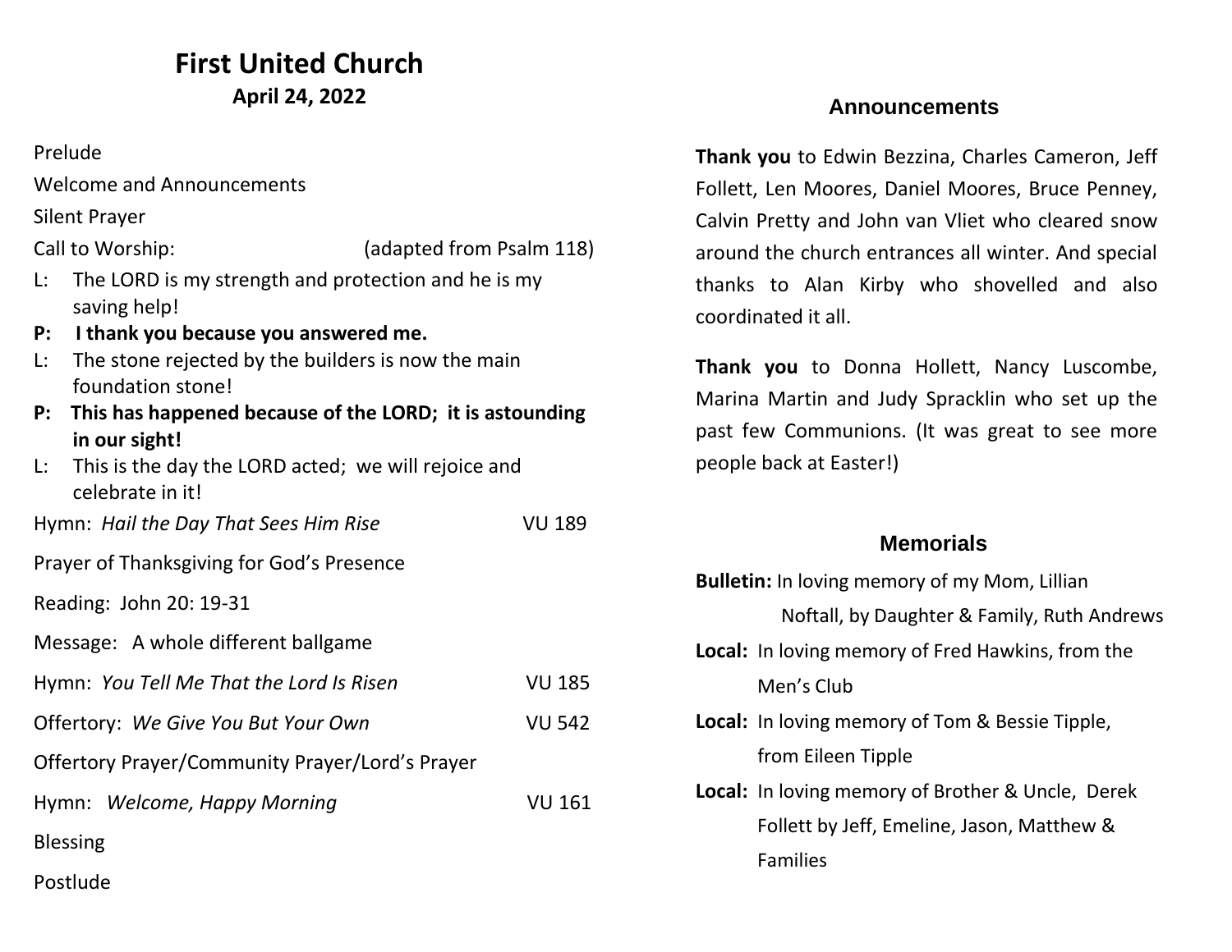# First United Church

**April 24, 2022**

Prelude

Welcome and Announcements

Silent Prayer

Call to Worship: (adapted from Psalm 118)

L: The LORD is my strength and protection and he is my saving help!

**P: I thank you because you answered me.**

L: The stone rejected by the builders is now the main foundation stone!

**P: This has happened because of the LORD; it is astounding in our sight!**

L: This is the day the LORD acted; we will rejoice and celebrate in it!

Hymn: *Hail the Day That Sees Him Rise* VU 189

Prayer of Thanksgiving for God's Presence

Reading: John 20: 19-31

Message: A whole different ballgame

Hymn: *You Tell Me That the Lord Is Risen* VU 185

Offertory: *We Give You But Your Own* VU 542

Offertory Prayer/Community Prayer/Lord's Prayer

Hymn: *Welcome, Happy Morning* VU 161

Blessing

Postlude

## Announcements

**Thank you** to Edwin Bezzina, Charles Cameron, Jeff Follett, Len Moores, Daniel Moores, Bruce Penney, Calvin Pretty and John van Vliet who cleared snow around the church entrances all winter. And special thanks to Alan Kirby who shovelled and also coordinated it all.

**Thank you** to Donna Hollett, Nancy Luscombe, Marina Martin and Judy Spracklin who set up the past few Communions. (It was great to see more people back at Easter!)

## Memorials

**Bulletin:** In loving memory of my Mom, Lillian Noftall, by Daughter & Family, Ruth Andrews

**Local:** In loving memory of Fred Hawkins, from the Men's Club

**Local:** In loving memory of Tom & Bessie Tipple, from Eileen Tipple

**Local:** In loving memory of Brother & Uncle, Derek Follett by Jeff, Emeline, Jason, Matthew & Families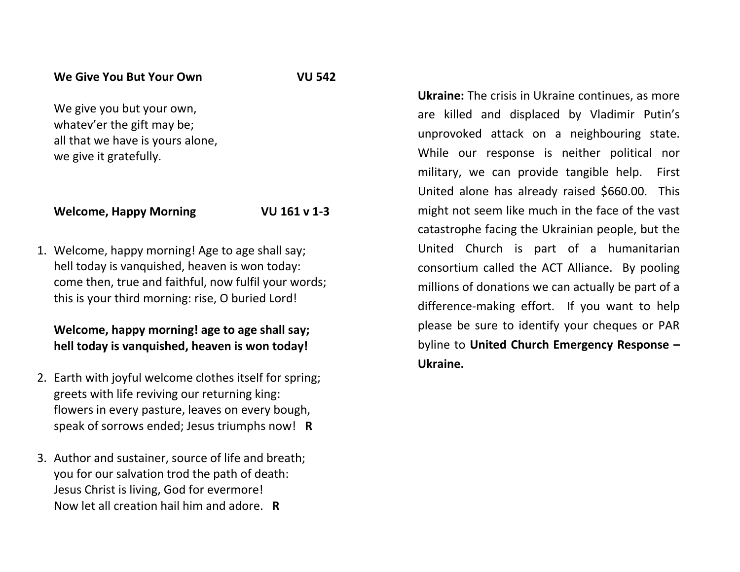**We Give You But Your Own** VU 542

We give you but your own,
whatev'er the gift may be;
all that we have is yours alone,
we give it gratefully.

**Welcome, Happy Morning** VU 161 v 1-3

1. Welcome, happy morning! Age to age shall say;
   hell today is vanquished, heaven is won today:
   come then, true and faithful, now fulfil your words;
   this is your third morning: rise, O buried Lord!

   **Welcome, happy morning! age to age shall say;
   hell today is vanquished, heaven is won today!**

2. Earth with joyful welcome clothes itself for spring;
   greets with life reviving our returning king:
   flowers in every pasture, leaves on every bough,
   speak of sorrows ended; Jesus triumphs now! **R**

3. Author and sustainer, source of life and breath;
   you for our salvation trod the path of death:
   Jesus Christ is living, God for evermore!
   Now let all creation hail him and adore. **R**

**Ukraine:** The crisis in Ukraine continues, as more are killed and displaced by Vladimir Putin's unprovoked attack on a neighbouring state. While our response is neither political nor military, we can provide tangible help. First United alone has already raised $660.00. This might not seem like much in the face of the vast catastrophe facing the Ukrainian people, but the United Church is part of a humanitarian consortium called the ACT Alliance. By pooling millions of donations we can actually be part of a difference-making effort. If you want to help please be sure to identify your cheques or PAR byline to **United Church Emergency Response – Ukraine.**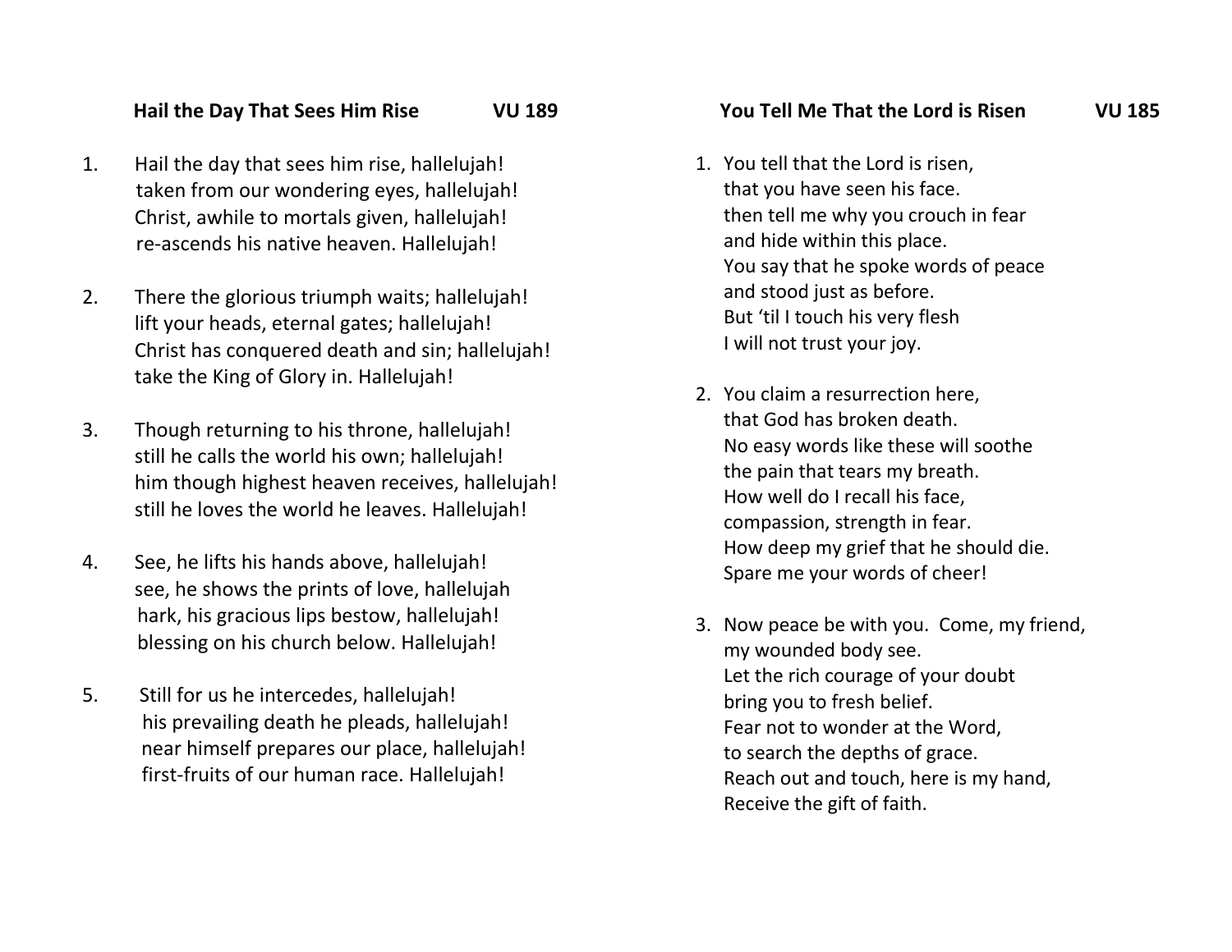## Hail the Day That Sees Him Rise — VU 189

1. Hail the day that sees him rise, hallelujah!
   taken from our wondering eyes, hallelujah!
   Christ, awhile to mortals given, hallelujah!
   re-ascends his native heaven. Hallelujah!

2. There the glorious triumph waits; hallelujah!
   lift your heads, eternal gates; hallelujah!
   Christ has conquered death and sin; hallelujah!
   take the King of Glory in. Hallelujah!

3. Though returning to his throne, hallelujah!
   still he calls the world his own; hallelujah!
   him though highest heaven receives, hallelujah!
   still he loves the world he leaves. Hallelujah!

4. See, he lifts his hands above, hallelujah!
   see, he shows the prints of love, hallelujah
   hark, his gracious lips bestow, hallelujah!
   blessing on his church below. Hallelujah!

5. Still for us he intercedes, hallelujah!
   his prevailing death he pleads, hallelujah!
   near himself prepares our place, hallelujah!
   first-fruits of our human race. Hallelujah!

## You Tell Me That the Lord is Risen — VU 185

1. You tell that the Lord is risen,
   that you have seen his face.
   then tell me why you crouch in fear
   and hide within this place.
   You say that he spoke words of peace
   and stood just as before.
   But 'til I touch his very flesh
   I will not trust your joy.

2. You claim a resurrection here,
   that God has broken death.
   No easy words like these will soothe
   the pain that tears my breath.
   How well do I recall his face,
   compassion, strength in fear.
   How deep my grief that he should die.
   Spare me your words of cheer!

3. Now peace be with you. Come, my friend,
   my wounded body see.
   Let the rich courage of your doubt
   bring you to fresh belief.
   Fear not to wonder at the Word,
   to search the depths of grace.
   Reach out and touch, here is my hand,
   Receive the gift of faith.